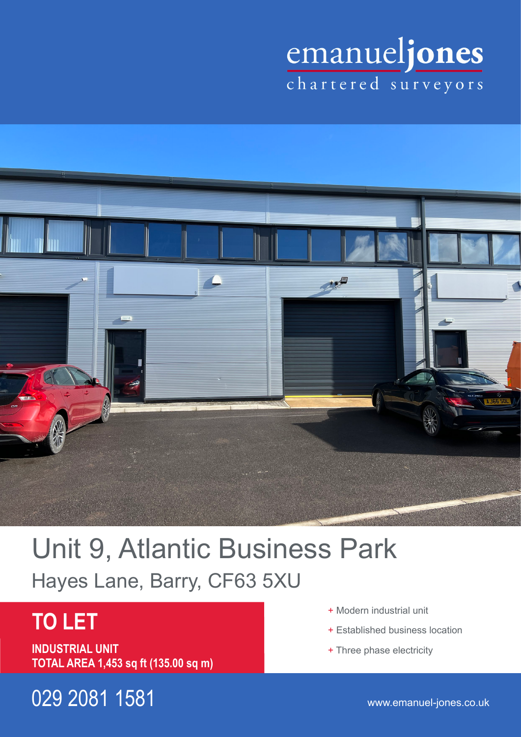emanueljones

chartered surveyors

# Unit 9, Atlantic Business Park

## Hayes Lane, Barry, CF63 5XU

## TO LET

**INDUSTRIAL UNIT**
**TOTAL AREA 1,453 sq ft (135.00 sq m)**

+ Modern industrial unit
+ Established business location
+ Three phase electricity

029 2081 1581

www.emanuel-jones.co.uk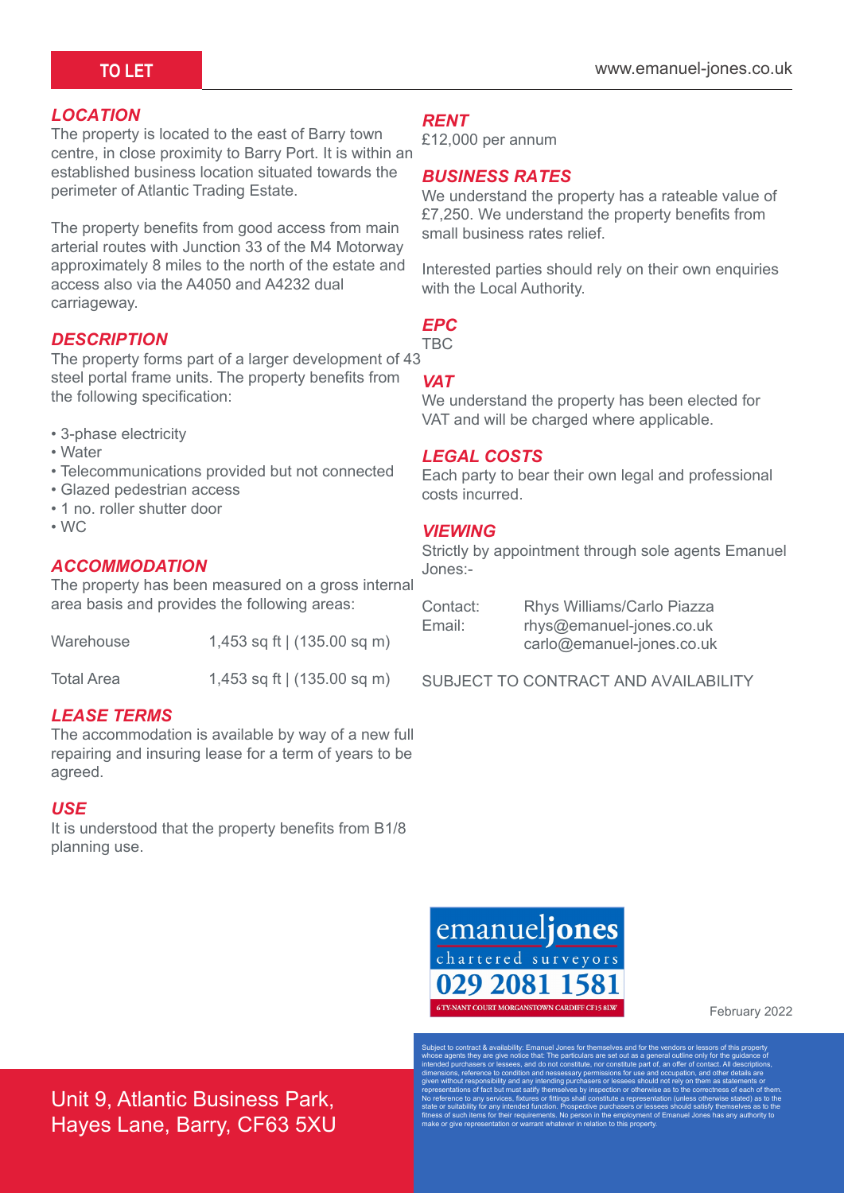TO LET

www.emanuel-jones.co.uk

## LOCATION

The property is located to the east of Barry town centre, in close proximity to Barry Port. It is within an established business location situated towards the perimeter of Atlantic Trading Estate.

The property benefits from good access from main arterial routes with Junction 33 of the M4 Motorway approximately 8 miles to the north of the estate and access also via the A4050 and A4232 dual carriageway.

## DESCRIPTION

The property forms part of a larger development of 43 steel portal frame units. The property benefits from the following specification:

- 3-phase electricity
- Water
- Telecommunications provided but not connected
- Glazed pedestrian access
- 1 no. roller shutter door
- WC

## ACCOMMODATION

The property has been measured on a gross internal area basis and provides the following areas:

| | |
|---|---|
| Warehouse | 1,453 sq ft \| (135.00 sq m) |
| Total Area | 1,453 sq ft \| (135.00 sq m) |

## LEASE TERMS

The accommodation is available by way of a new full repairing and insuring lease for a term of years to be agreed.

## USE

It is understood that the property benefits from B1/8 planning use.

## RENT

£12,000 per annum

## BUSINESS RATES

We understand the property has a rateable value of £7,250. We understand the property benefits from small business rates relief.

Interested parties should rely on their own enquiries with the Local Authority.

## EPC

TBC

## VAT

We understand the property has been elected for VAT and will be charged where applicable.

## LEGAL COSTS

Each party to bear their own legal and professional costs incurred.

## VIEWING

Strictly by appointment through sole agents Emanuel Jones:-

| | |
|---|---|
| Contact: | Rhys Williams/Carlo Piazza |
| Email: | rhys@emanuel-jones.co.uk |
| | carlo@emanuel-jones.co.uk |

SUBJECT TO CONTRACT AND AVAILABILITY

emanueljones
chartered surveyors
029 2081 1581
6 TY-NANT COURT MORGANSTOWN CARDIFF CF15 8LW

February 2022

Unit 9, Atlantic Business Park, Hayes Lane, Barry, CF63 5XU

Subject to contract & availability: Emanuel Jones for themselves and for the vendors or lessors of this property whose agents they are give notice that: The particulars are set out as a general outline only for the guidance of intended purchasers or lessees, and do not constitute, nor constitute part of, an offer of contact. All descriptions, dimensions, reference to condition and nessessary permissions for use and occupation, and other details are given without responsibility and any intending purchasers or lessees should not rely on them as statements or representations of fact but must satify themselves by inspection or otherwise as to the correctness of each of them. No reference to any services, fixtures or fittings shall constitute a representation (unless otherwise stated) as to the state or suitability for any intended function. Prospective purchasers or lessees should satisfy themselves as to the fitness of such items for their requirements. No person in the employment of Emanuel Jones has any authority to make or give representation or warrant whatever in relation to this property.